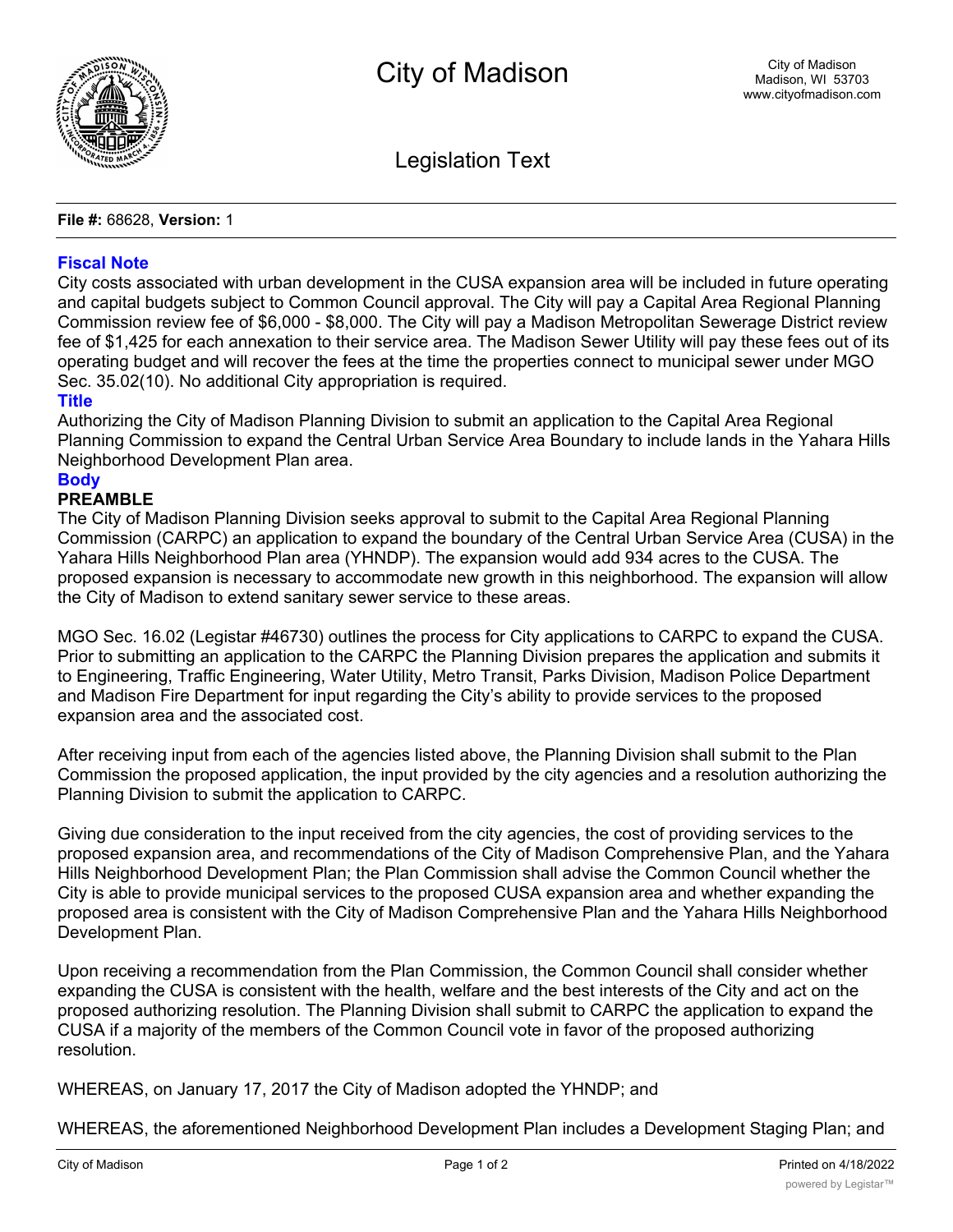# City of Madison

City of Madison
Madison, WI 53703
www.cityofmadison.com

## Legislation Text

**File #:** 68628, **Version:** 1

### Fiscal Note

City costs associated with urban development in the CUSA expansion area will be included in future operating and capital budgets subject to Common Council approval. The City will pay a Capital Area Regional Planning Commission review fee of $6,000 - $8,000. The City will pay a Madison Metropolitan Sewerage District review fee of $1,425 for each annexation to their service area. The Madison Sewer Utility will pay these fees out of its operating budget and will recover the fees at the time the properties connect to municipal sewer under MGO Sec. 35.02(10). No additional City appropriation is required.

### Title

Authorizing the City of Madison Planning Division to submit an application to the Capital Area Regional Planning Commission to expand the Central Urban Service Area Boundary to include lands in the Yahara Hills Neighborhood Development Plan area.

### Body

**PREAMBLE**

The City of Madison Planning Division seeks approval to submit to the Capital Area Regional Planning Commission (CARPC) an application to expand the boundary of the Central Urban Service Area (CUSA) in the Yahara Hills Neighborhood Plan area (YHNDP). The expansion would add 934 acres to the CUSA. The proposed expansion is necessary to accommodate new growth in this neighborhood. The expansion will allow the City of Madison to extend sanitary sewer service to these areas.

MGO Sec. 16.02 (Legistar #46730) outlines the process for City applications to CARPC to expand the CUSA. Prior to submitting an application to the CARPC the Planning Division prepares the application and submits it to Engineering, Traffic Engineering, Water Utility, Metro Transit, Parks Division, Madison Police Department and Madison Fire Department for input regarding the City's ability to provide services to the proposed expansion area and the associated cost.

After receiving input from each of the agencies listed above, the Planning Division shall submit to the Plan Commission the proposed application, the input provided by the city agencies and a resolution authorizing the Planning Division to submit the application to CARPC.

Giving due consideration to the input received from the city agencies, the cost of providing services to the proposed expansion area, and recommendations of the City of Madison Comprehensive Plan, and the Yahara Hills Neighborhood Development Plan; the Plan Commission shall advise the Common Council whether the City is able to provide municipal services to the proposed CUSA expansion area and whether expanding the proposed area is consistent with the City of Madison Comprehensive Plan and the Yahara Hills Neighborhood Development Plan.

Upon receiving a recommendation from the Plan Commission, the Common Council shall consider whether expanding the CUSA is consistent with the health, welfare and the best interests of the City and act on the proposed authorizing resolution. The Planning Division shall submit to CARPC the application to expand the CUSA if a majority of the members of the Common Council vote in favor of the proposed authorizing resolution.

WHEREAS, on January 17, 2017 the City of Madison adopted the YHNDP; and

WHEREAS, the aforementioned Neighborhood Development Plan includes a Development Staging Plan; and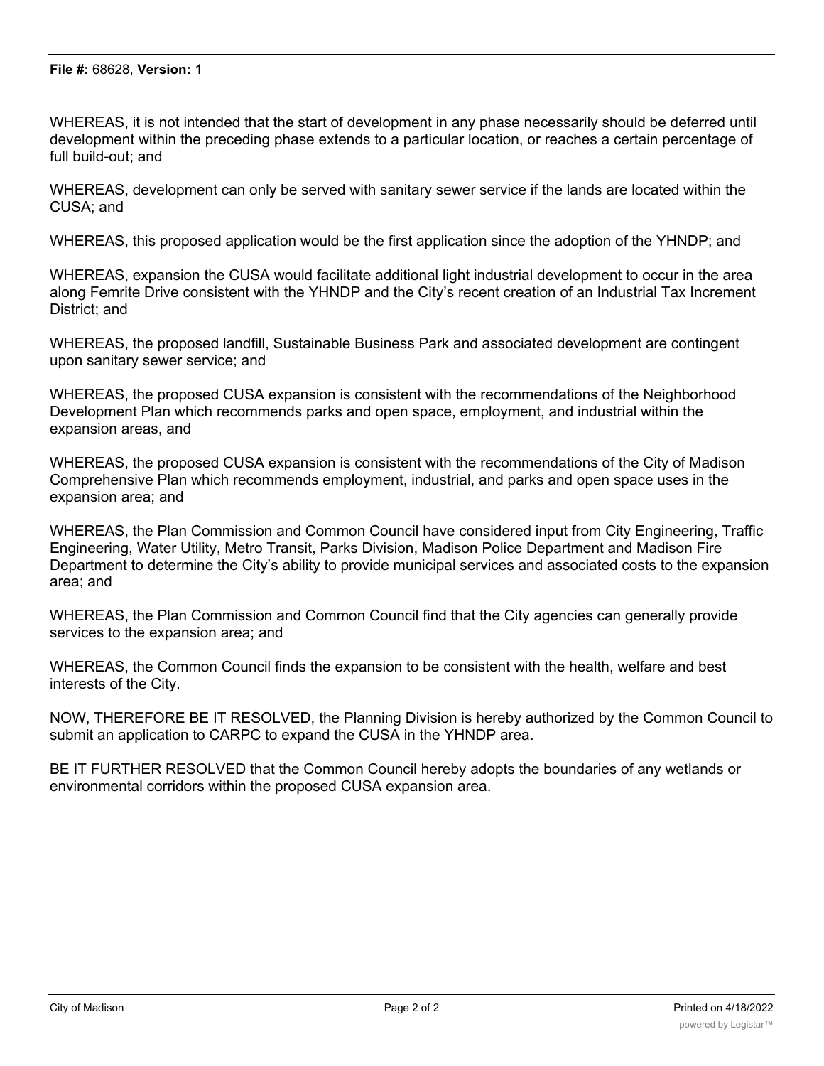WHEREAS, it is not intended that the start of development in any phase necessarily should be deferred until development within the preceding phase extends to a particular location, or reaches a certain percentage of full build-out; and

WHEREAS, development can only be served with sanitary sewer service if the lands are located within the CUSA; and

WHEREAS, this proposed application would be the first application since the adoption of the YHNDP; and

WHEREAS, expansion the CUSA would facilitate additional light industrial development to occur in the area along Femrite Drive consistent with the YHNDP and the City's recent creation of an Industrial Tax Increment District; and

WHEREAS, the proposed landfill, Sustainable Business Park and associated development are contingent upon sanitary sewer service; and

WHEREAS, the proposed CUSA expansion is consistent with the recommendations of the Neighborhood Development Plan which recommends parks and open space, employment, and industrial within the expansion areas, and

WHEREAS, the proposed CUSA expansion is consistent with the recommendations of the City of Madison Comprehensive Plan which recommends employment, industrial, and parks and open space uses in the expansion area; and

WHEREAS, the Plan Commission and Common Council have considered input from City Engineering, Traffic Engineering, Water Utility, Metro Transit, Parks Division, Madison Police Department and Madison Fire Department to determine the City's ability to provide municipal services and associated costs to the expansion area; and

WHEREAS, the Plan Commission and Common Council find that the City agencies can generally provide services to the expansion area; and

WHEREAS, the Common Council finds the expansion to be consistent with the health, welfare and best interests of the City.

NOW, THEREFORE BE IT RESOLVED, the Planning Division is hereby authorized by the Common Council to submit an application to CARPC to expand the CUSA in the YHNDP area.

BE IT FURTHER RESOLVED that the Common Council hereby adopts the boundaries of any wetlands or environmental corridors within the proposed CUSA expansion area.